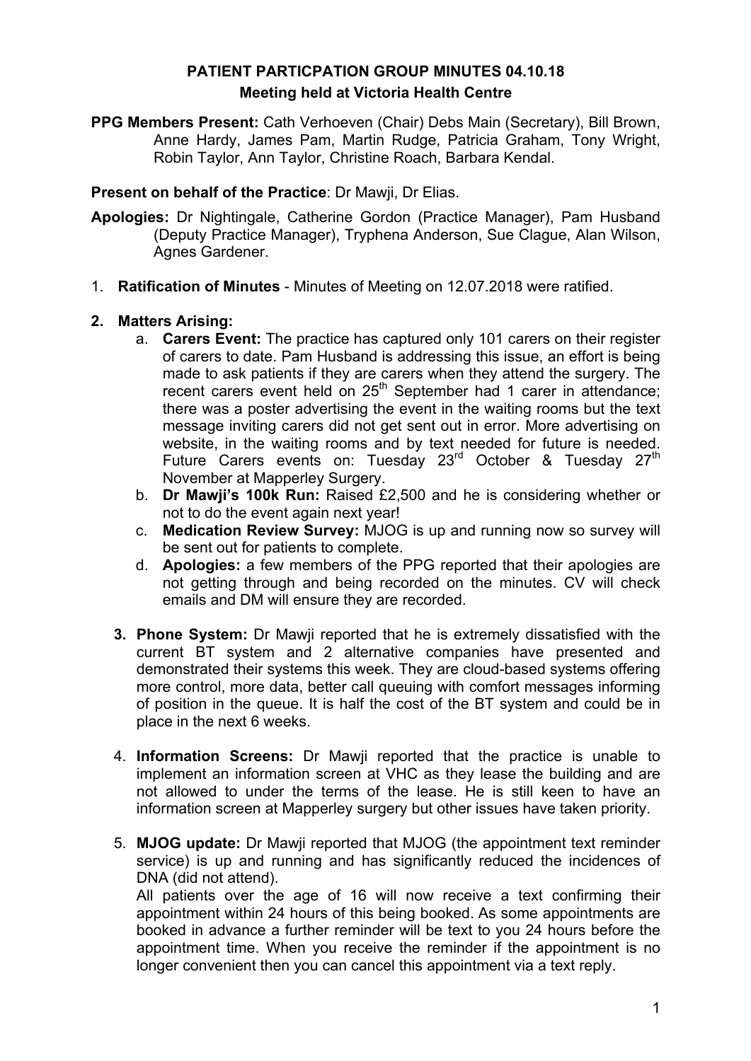# PATIENT PARTICPATION GROUP MINUTES 04.10.18

## Meeting held at Victoria Health Centre

**PPG Members Present:** Cath Verhoeven (Chair) Debs Main (Secretary), Bill Brown, Anne Hardy, James Pam, Martin Rudge, Patricia Graham, Tony Wright, Robin Taylor, Ann Taylor, Christine Roach, Barbara Kendal.

**Present on behalf of the Practice**: Dr Mawji, Dr Elias.

**Apologies:** Dr Nightingale, Catherine Gordon (Practice Manager), Pam Husband (Deputy Practice Manager), Tryphena Anderson, Sue Clague, Alan Wilson, Agnes Gardener.

1. **Ratification of Minutes** - Minutes of Meeting on 12.07.2018 were ratified.

2. **Matters Arising:**
   a. **Carers Event:** The practice has captured only 101 carers on their register of carers to date. Pam Husband is addressing this issue, an effort is being made to ask patients if they are carers when they attend the surgery. The recent carers event held on 25th September had 1 carer in attendance; there was a poster advertising the event in the waiting rooms but the text message inviting carers did not get sent out in error. More advertising on website, in the waiting rooms and by text needed for future is needed. Future Carers events on: Tuesday 23rd October & Tuesday 27th November at Mapperley Surgery.
   b. **Dr Mawji's 100k Run:** Raised £2,500 and he is considering whether or not to do the event again next year!
   c. **Medication Review Survey:** MJOG is up and running now so survey will be sent out for patients to complete.
   d. **Apologies:** a few members of the PPG reported that their apologies are not getting through and being recorded on the minutes. CV will check emails and DM will ensure they are recorded.

3. **Phone System:** Dr Mawji reported that he is extremely dissatisfied with the current BT system and 2 alternative companies have presented and demonstrated their systems this week. They are cloud-based systems offering more control, more data, better call queuing with comfort messages informing of position in the queue. It is half the cost of the BT system and could be in place in the next 6 weeks.

4. **Information Screens:** Dr Mawji reported that the practice is unable to implement an information screen at VHC as they lease the building and are not allowed to under the terms of the lease. He is still keen to have an information screen at Mapperley surgery but other issues have taken priority.

5. **MJOG update:** Dr Mawji reported that MJOG (the appointment text reminder service) is up and running and has significantly reduced the incidences of DNA (did not attend).
   All patients over the age of 16 will now receive a text confirming their appointment within 24 hours of this being booked. As some appointments are booked in advance a further reminder will be text to you 24 hours before the appointment time. When you receive the reminder if the appointment is no longer convenient then you can cancel this appointment via a text reply.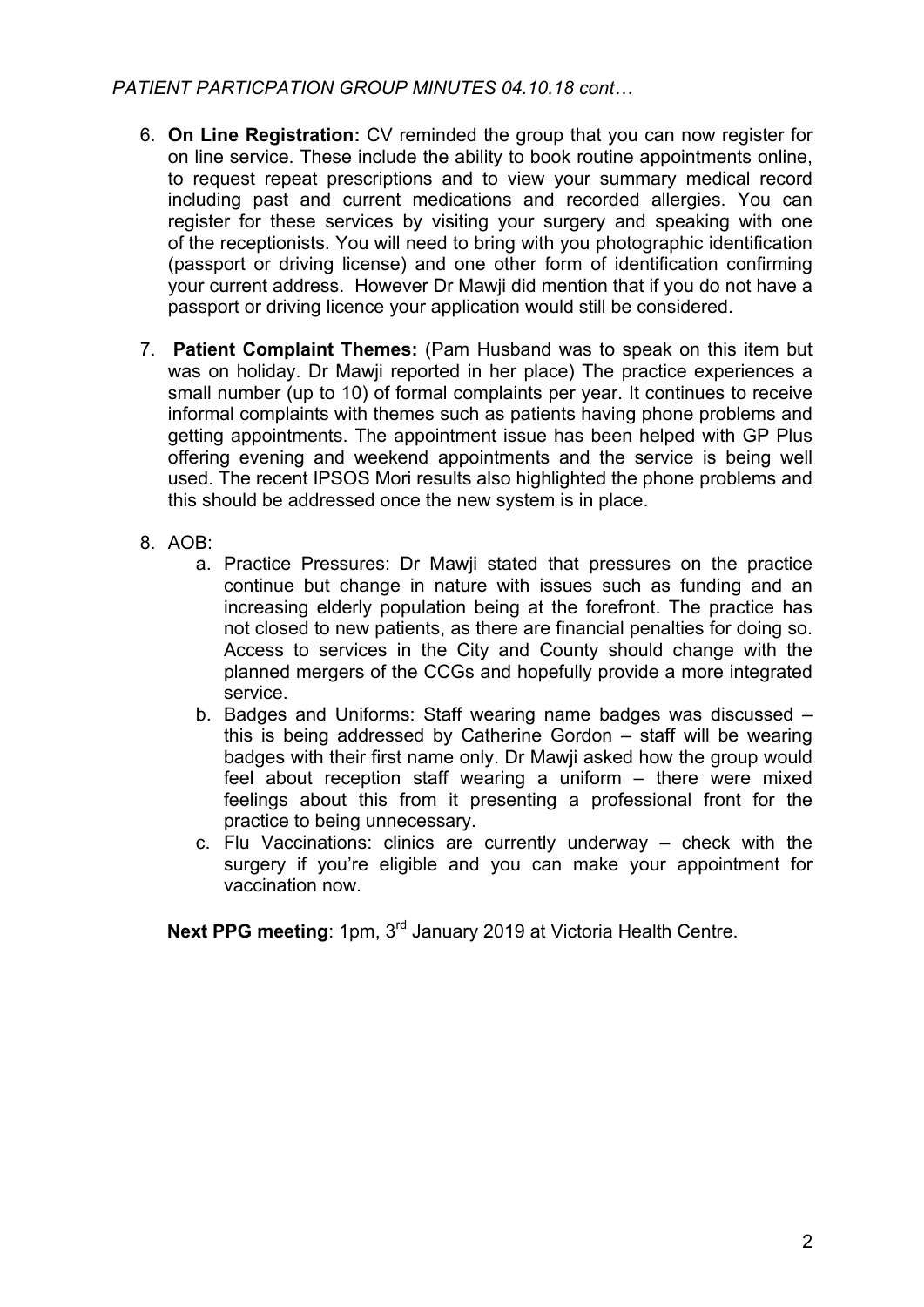*PATIENT PARTICPATION GROUP MINUTES 04.10.18 cont…*

6. **On Line Registration:** CV reminded the group that you can now register for on line service. These include the ability to book routine appointments online, to request repeat prescriptions and to view your summary medical record including past and current medications and recorded allergies. You can register for these services by visiting your surgery and speaking with one of the receptionists. You will need to bring with you photographic identification (passport or driving license) and one other form of identification confirming your current address. However Dr Mawji did mention that if you do not have a passport or driving licence your application would still be considered.

7. **Patient Complaint Themes:** (Pam Husband was to speak on this item but was on holiday. Dr Mawji reported in her place) The practice experiences a small number (up to 10) of formal complaints per year. It continues to receive informal complaints with themes such as patients having phone problems and getting appointments. The appointment issue has been helped with GP Plus offering evening and weekend appointments and the service is being well used. The recent IPSOS Mori results also highlighted the phone problems and this should be addressed once the new system is in place.

8. AOB:
   a. Practice Pressures: Dr Mawji stated that pressures on the practice continue but change in nature with issues such as funding and an increasing elderly population being at the forefront. The practice has not closed to new patients, as there are financial penalties for doing so. Access to services in the City and County should change with the planned mergers of the CCGs and hopefully provide a more integrated service.
   b. Badges and Uniforms: Staff wearing name badges was discussed – this is being addressed by Catherine Gordon – staff will be wearing badges with their first name only. Dr Mawji asked how the group would feel about reception staff wearing a uniform – there were mixed feelings about this from it presenting a professional front for the practice to being unnecessary.
   c. Flu Vaccinations: clinics are currently underway – check with the surgery if you're eligible and you can make your appointment for vaccination now.

**Next PPG meeting**: 1pm, 3rd January 2019 at Victoria Health Centre.